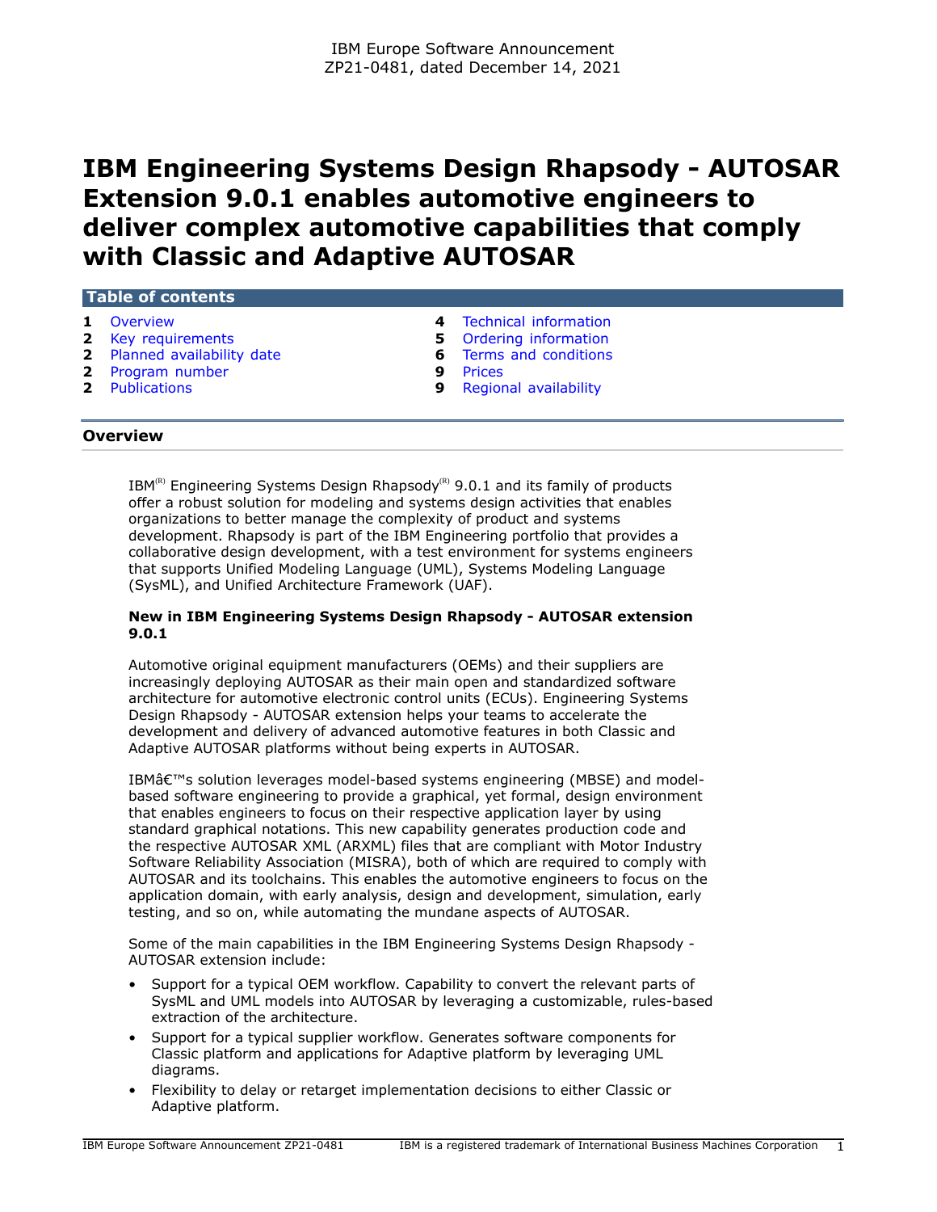IBM Europe Software Announcement
ZP21-0481, dated December 14, 2021

# IBM Engineering Systems Design Rhapsody - AUTOSAR Extension 9.0.1 enables automotive engineers to deliver complex automotive capabilities that comply with Classic and Adaptive AUTOSAR

**Table of contents**

| | | | |
|---|---|---|---|
| **1** | Overview | **4** | Technical information |
| **2** | Key requirements | **5** | Ordering information |
| **2** | Planned availability date | **6** | Terms and conditions |
| **2** | Program number | **9** | Prices |
| **2** | Publications | **9** | Regional availability |

## Overview

IBM(R) Engineering Systems Design Rhapsody(R) 9.0.1 and its family of products offer a robust solution for modeling and systems design activities that enables organizations to better manage the complexity of product and systems development. Rhapsody is part of the IBM Engineering portfolio that provides a collaborative design development, with a test environment for systems engineers that supports Unified Modeling Language (UML), Systems Modeling Language (SysML), and Unified Architecture Framework (UAF).

**New in IBM Engineering Systems Design Rhapsody - AUTOSAR extension 9.0.1**

Automotive original equipment manufacturers (OEMs) and their suppliers are increasingly deploying AUTOSAR as their main open and standardized software architecture for automotive electronic control units (ECUs). Engineering Systems Design Rhapsody - AUTOSAR extension helps your teams to accelerate the development and delivery of advanced automotive features in both Classic and Adaptive AUTOSAR platforms without being experts in AUTOSAR.

IBMâ€™s solution leverages model-based systems engineering (MBSE) and model-based software engineering to provide a graphical, yet formal, design environment that enables engineers to focus on their respective application layer by using standard graphical notations. This new capability generates production code and the respective AUTOSAR XML (ARXML) files that are compliant with Motor Industry Software Reliability Association (MISRA), both of which are required to comply with AUTOSAR and its toolchains. This enables the automotive engineers to focus on the application domain, with early analysis, design and development, simulation, early testing, and so on, while automating the mundane aspects of AUTOSAR.

Some of the main capabilities in the IBM Engineering Systems Design Rhapsody - AUTOSAR extension include:

- Support for a typical OEM workflow. Capability to convert the relevant parts of SysML and UML models into AUTOSAR by leveraging a customizable, rules-based extraction of the architecture.
- Support for a typical supplier workflow. Generates software components for Classic platform and applications for Adaptive platform by leveraging UML diagrams.
- Flexibility to delay or retarget implementation decisions to either Classic or Adaptive platform.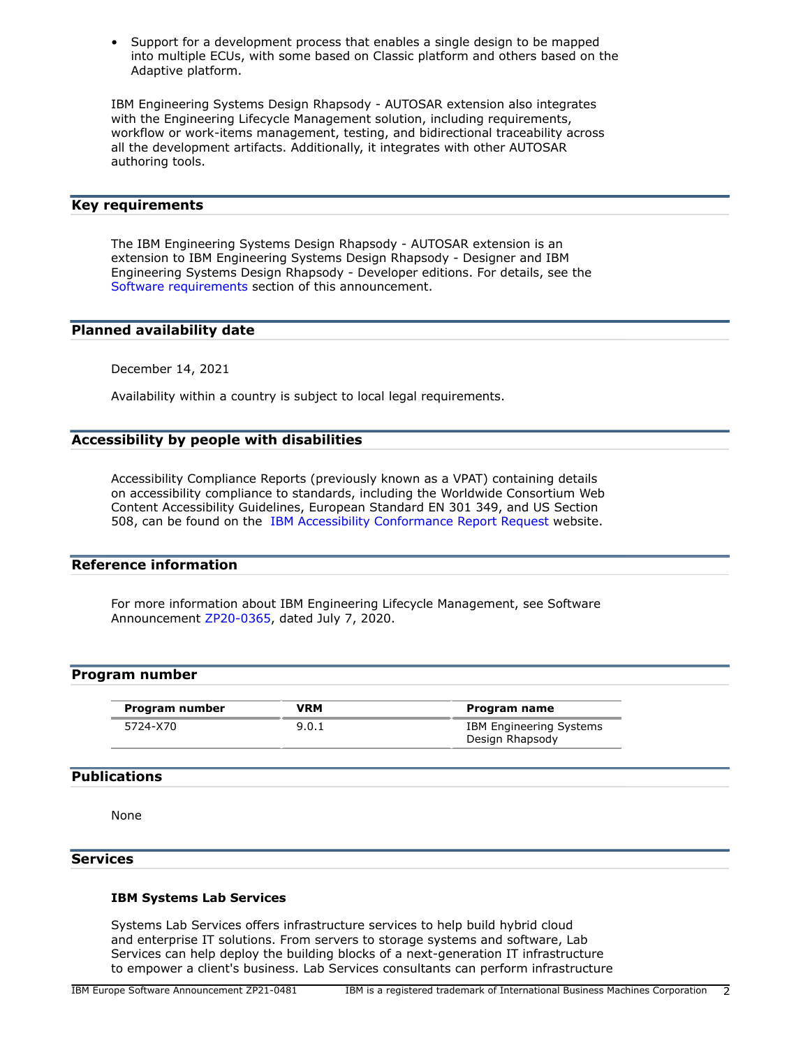- Support for a development process that enables a single design to be mapped into multiple ECUs, with some based on Classic platform and others based on the Adaptive platform.

IBM Engineering Systems Design Rhapsody - AUTOSAR extension also integrates with the Engineering Lifecycle Management solution, including requirements, workflow or work-items management, testing, and bidirectional traceability across all the development artifacts. Additionally, it integrates with other AUTOSAR authoring tools.

## Key requirements

The IBM Engineering Systems Design Rhapsody - AUTOSAR extension is an extension to IBM Engineering Systems Design Rhapsody - Designer and IBM Engineering Systems Design Rhapsody - Developer editions. For details, see the Software requirements section of this announcement.

## Planned availability date

December 14, 2021

Availability within a country is subject to local legal requirements.

## Accessibility by people with disabilities

Accessibility Compliance Reports (previously known as a VPAT) containing details on accessibility compliance to standards, including the Worldwide Consortium Web Content Accessibility Guidelines, European Standard EN 301 349, and US Section 508, can be found on the IBM Accessibility Conformance Report Request website.

## Reference information

For more information about IBM Engineering Lifecycle Management, see Software Announcement ZP20-0365, dated July 7, 2020.

## Program number

| Program number | VRM | Program name |
|---|---|---|
| 5724-X70 | 9.0.1 | IBM Engineering Systems Design Rhapsody |

## Publications

None

## Services

### IBM Systems Lab Services

Systems Lab Services offers infrastructure services to help build hybrid cloud and enterprise IT solutions. From servers to storage systems and software, Lab Services can help deploy the building blocks of a next-generation IT infrastructure to empower a client's business. Lab Services consultants can perform infrastructure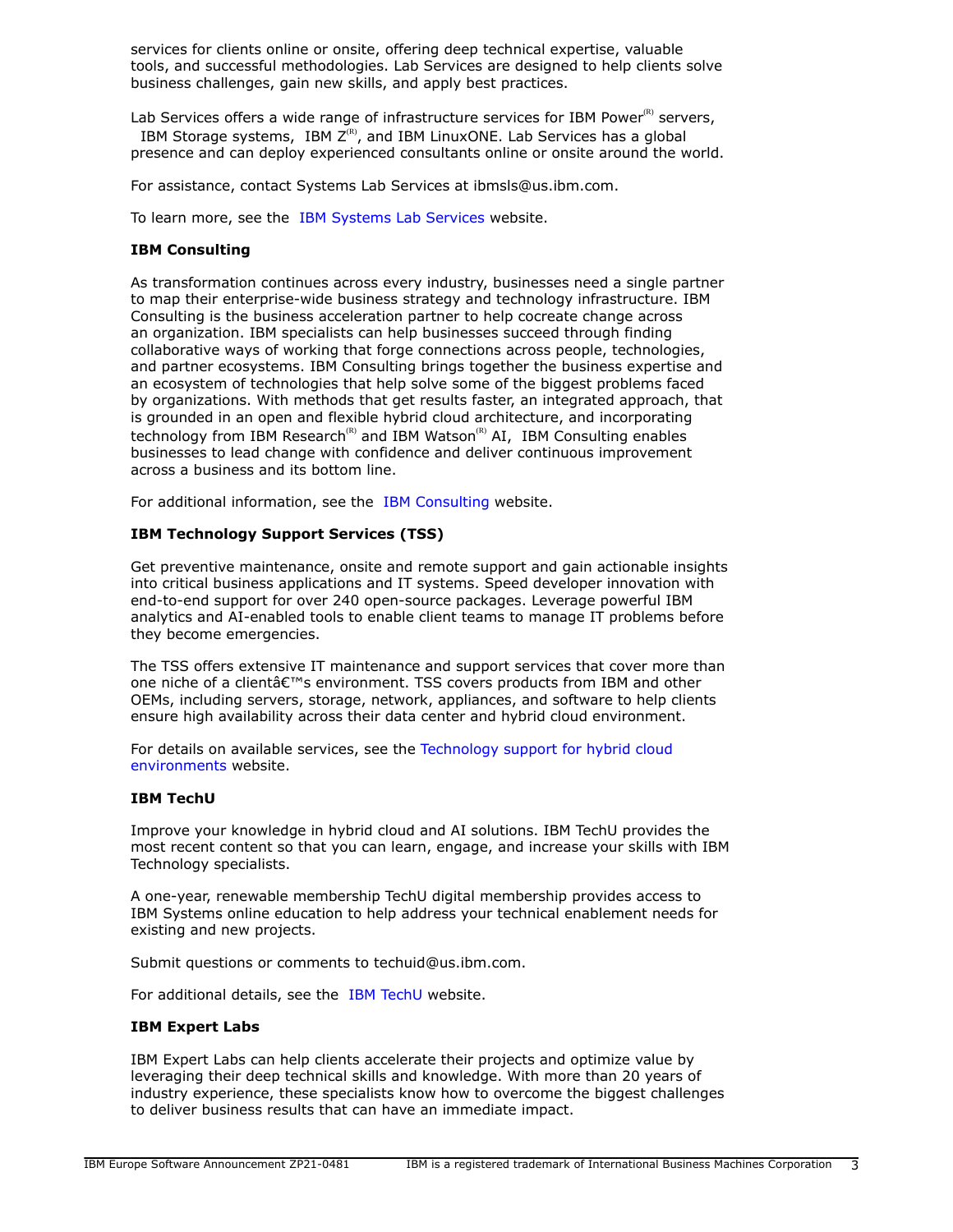services for clients online or onsite, offering deep technical expertise, valuable tools, and successful methodologies. Lab Services are designed to help clients solve business challenges, gain new skills, and apply best practices.

Lab Services offers a wide range of infrastructure services for IBM Power(R) servers, IBM Storage systems, IBM Z(R), and IBM LinuxONE. Lab Services has a global presence and can deploy experienced consultants online or onsite around the world.

For assistance, contact Systems Lab Services at ibmsls@us.ibm.com.

To learn more, see the IBM Systems Lab Services website.

**IBM Consulting**

As transformation continues across every industry, businesses need a single partner to map their enterprise-wide business strategy and technology infrastructure. IBM Consulting is the business acceleration partner to help cocreate change across an organization. IBM specialists can help businesses succeed through finding collaborative ways of working that forge connections across people, technologies, and partner ecosystems. IBM Consulting brings together the business expertise and an ecosystem of technologies that help solve some of the biggest problems faced by organizations. With methods that get results faster, an integrated approach, that is grounded in an open and flexible hybrid cloud architecture, and incorporating technology from IBM Research(R) and IBM Watson(R) AI, IBM Consulting enables businesses to lead change with confidence and deliver continuous improvement across a business and its bottom line.

For additional information, see the IBM Consulting website.

**IBM Technology Support Services (TSS)**

Get preventive maintenance, onsite and remote support and gain actionable insights into critical business applications and IT systems. Speed developer innovation with end-to-end support for over 240 open-source packages. Leverage powerful IBM analytics and AI-enabled tools to enable client teams to manage IT problems before they become emergencies.

The TSS offers extensive IT maintenance and support services that cover more than one niche of a clientâ€™s environment. TSS covers products from IBM and other OEMs, including servers, storage, network, appliances, and software to help clients ensure high availability across their data center and hybrid cloud environment.

For details on available services, see the Technology support for hybrid cloud environments website.

**IBM TechU**

Improve your knowledge in hybrid cloud and AI solutions. IBM TechU provides the most recent content so that you can learn, engage, and increase your skills with IBM Technology specialists.

A one-year, renewable membership TechU digital membership provides access to IBM Systems online education to help address your technical enablement needs for existing and new projects.

Submit questions or comments to techuid@us.ibm.com.

For additional details, see the IBM TechU website.

**IBM Expert Labs**

IBM Expert Labs can help clients accelerate their projects and optimize value by leveraging their deep technical skills and knowledge. With more than 20 years of industry experience, these specialists know how to overcome the biggest challenges to deliver business results that can have an immediate impact.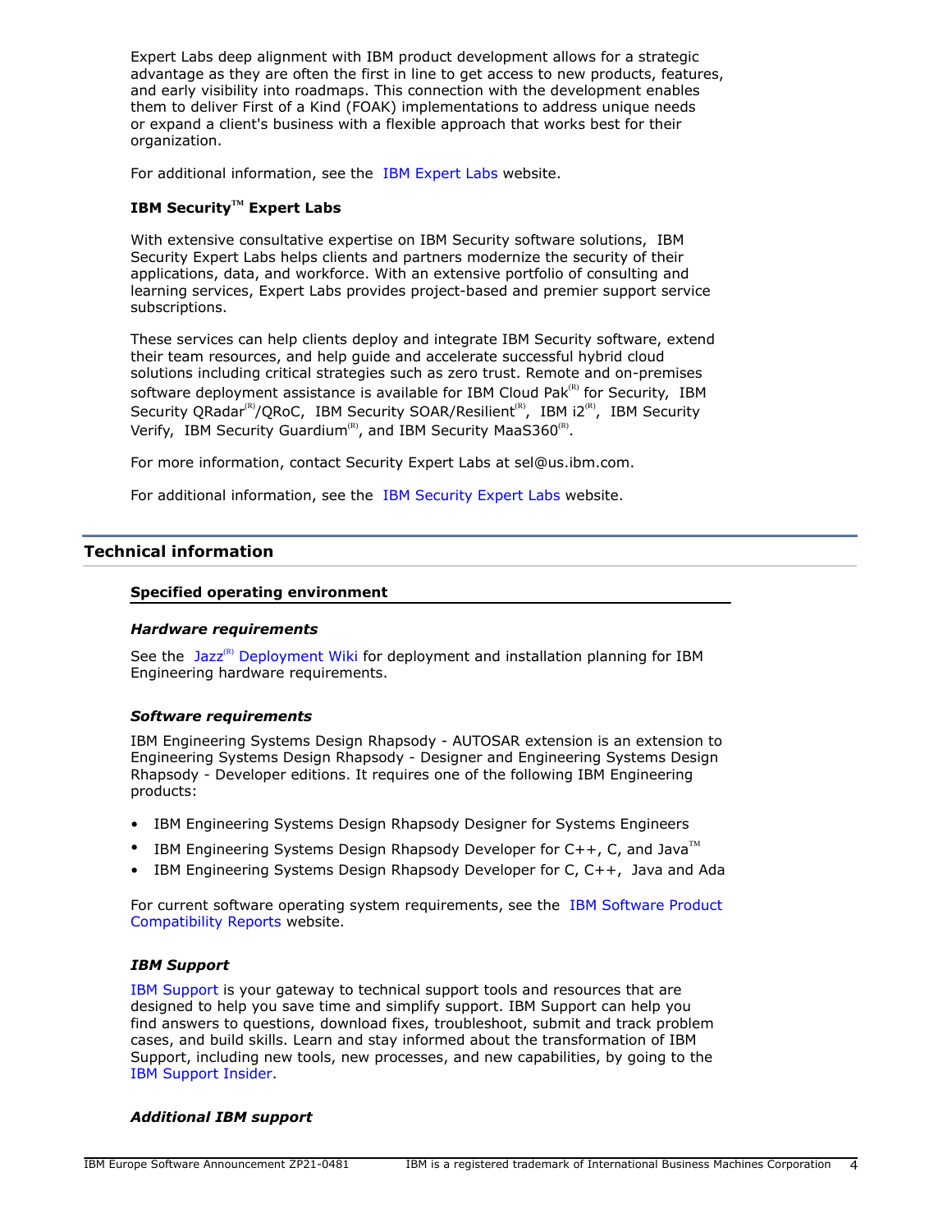Expert Labs deep alignment with IBM product development allows for a strategic advantage as they are often the first in line to get access to new products, features, and early visibility into roadmaps. This connection with the development enables them to deliver First of a Kind (FOAK) implementations to address unique needs or expand a client's business with a flexible approach that works best for their organization.

For additional information, see the IBM Expert Labs website.

**IBM Security™ Expert Labs**

With extensive consultative expertise on IBM Security software solutions, IBM Security Expert Labs helps clients and partners modernize the security of their applications, data, and workforce. With an extensive portfolio of consulting and learning services, Expert Labs provides project-based and premier support service subscriptions.

These services can help clients deploy and integrate IBM Security software, extend their team resources, and help guide and accelerate successful hybrid cloud solutions including critical strategies such as zero trust. Remote and on-premises software deployment assistance is available for IBM Cloud Pak(R) for Security, IBM Security QRadar(R)/QRoC, IBM Security SOAR/Resilient(R), IBM i2(R), IBM Security Verify, IBM Security Guardium(R), and IBM Security MaaS360(R).

For more information, contact Security Expert Labs at sel@us.ibm.com.

For additional information, see the IBM Security Expert Labs website.

## Technical information

### Specified operating environment

***Hardware requirements***

See the Jazz(R) Deployment Wiki for deployment and installation planning for IBM Engineering hardware requirements.

***Software requirements***

IBM Engineering Systems Design Rhapsody - AUTOSAR extension is an extension to Engineering Systems Design Rhapsody - Designer and Engineering Systems Design Rhapsody - Developer editions. It requires one of the following IBM Engineering products:

- IBM Engineering Systems Design Rhapsody Designer for Systems Engineers
- IBM Engineering Systems Design Rhapsody Developer for C++, C, and Java™
- IBM Engineering Systems Design Rhapsody Developer for C, C++, Java and Ada

For current software operating system requirements, see the IBM Software Product Compatibility Reports website.

***IBM Support***

IBM Support is your gateway to technical support tools and resources that are designed to help you save time and simplify support. IBM Support can help you find answers to questions, download fixes, troubleshoot, submit and track problem cases, and build skills. Learn and stay informed about the transformation of IBM Support, including new tools, new processes, and new capabilities, by going to the IBM Support Insider.

***Additional IBM support***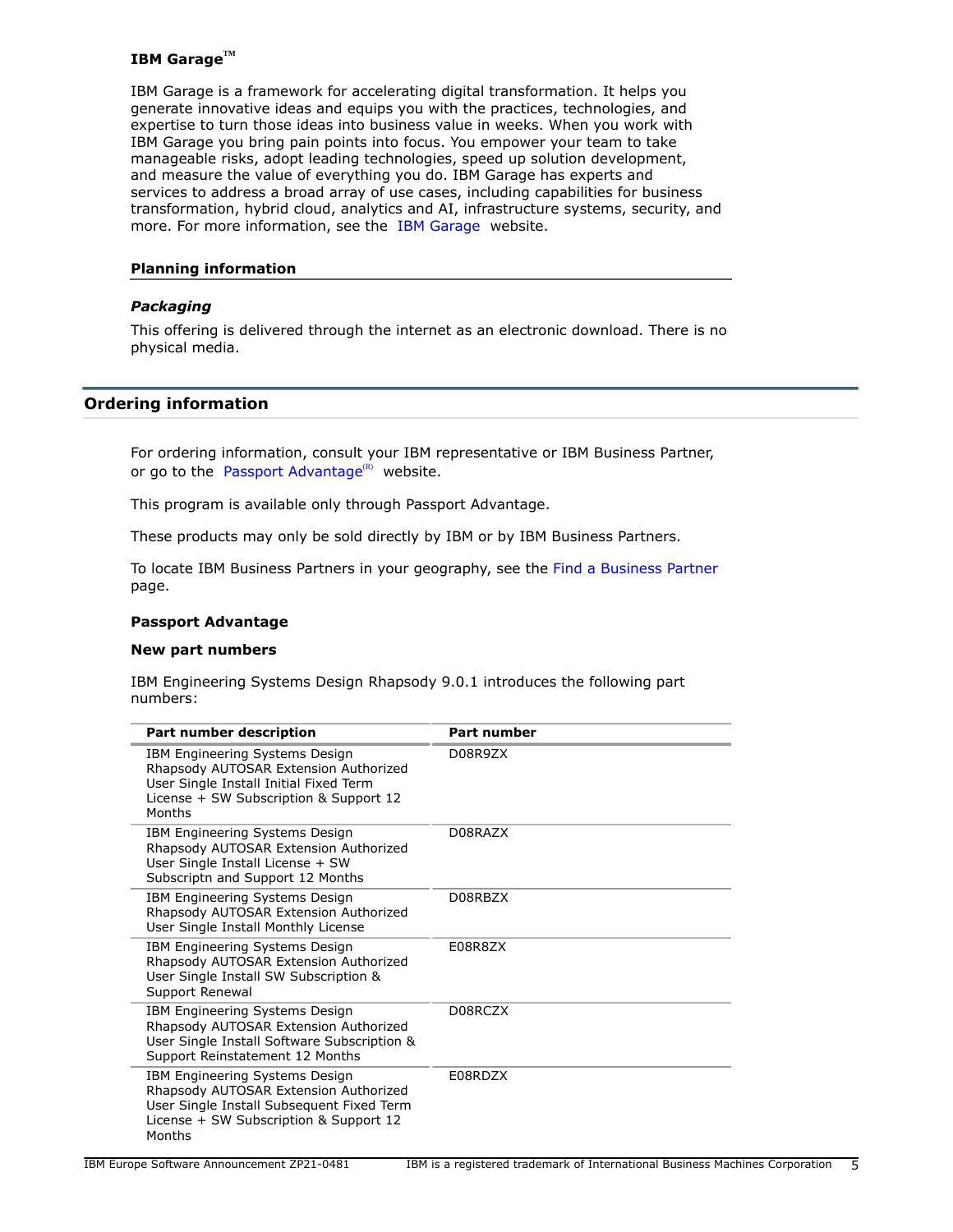### IBM Garage™

IBM Garage is a framework for accelerating digital transformation. It helps you generate innovative ideas and equips you with the practices, technologies, and expertise to turn those ideas into business value in weeks. When you work with IBM Garage you bring pain points into focus. You empower your team to take manageable risks, adopt leading technologies, speed up solution development, and measure the value of everything you do. IBM Garage has experts and services to address a broad array of use cases, including capabilities for business transformation, hybrid cloud, analytics and AI, infrastructure systems, security, and more. For more information, see the IBM Garage website.

### Planning information

#### *Packaging*

This offering is delivered through the internet as an electronic download. There is no physical media.

## Ordering information

For ordering information, consult your IBM representative or IBM Business Partner, or go to the Passport Advantage(R) website.

This program is available only through Passport Advantage.

These products may only be sold directly by IBM or by IBM Business Partners.

To locate IBM Business Partners in your geography, see the Find a Business Partner page.

**Passport Advantage**

**New part numbers**

IBM Engineering Systems Design Rhapsody 9.0.1 introduces the following part numbers:

| Part number description | Part number |
|---|---|
| IBM Engineering Systems Design Rhapsody AUTOSAR Extension Authorized User Single Install Initial Fixed Term License + SW Subscription & Support 12 Months | D08R9ZX |
| IBM Engineering Systems Design Rhapsody AUTOSAR Extension Authorized User Single Install License + SW Subscriptn and Support 12 Months | D08RAZX |
| IBM Engineering Systems Design Rhapsody AUTOSAR Extension Authorized User Single Install Monthly License | D08RBZX |
| IBM Engineering Systems Design Rhapsody AUTOSAR Extension Authorized User Single Install SW Subscription & Support Renewal | E08R8ZX |
| IBM Engineering Systems Design Rhapsody AUTOSAR Extension Authorized User Single Install Software Subscription & Support Reinstatement 12 Months | D08RCZX |
| IBM Engineering Systems Design Rhapsody AUTOSAR Extension Authorized User Single Install Subsequent Fixed Term License + SW Subscription & Support 12 Months | E08RDZX |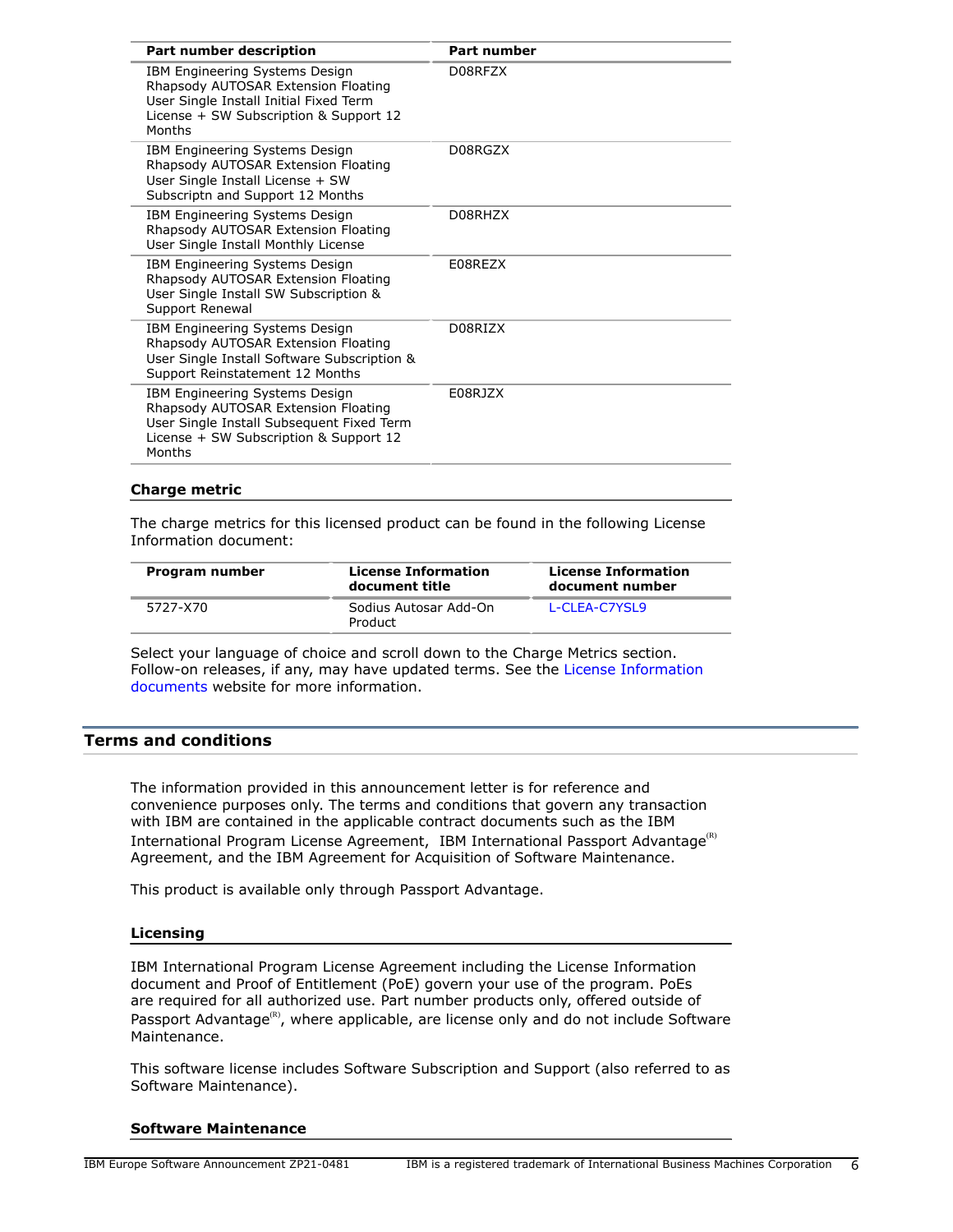| Part number description | Part number |
|---|---|
| IBM Engineering Systems Design Rhapsody AUTOSAR Extension Floating User Single Install Initial Fixed Term License + SW Subscription & Support 12 Months | D08RFZX |
| IBM Engineering Systems Design Rhapsody AUTOSAR Extension Floating User Single Install License + SW Subscriptn and Support 12 Months | D08RGZX |
| IBM Engineering Systems Design Rhapsody AUTOSAR Extension Floating User Single Install Monthly License | D08RHZX |
| IBM Engineering Systems Design Rhapsody AUTOSAR Extension Floating User Single Install SW Subscription & Support Renewal | E08REZX |
| IBM Engineering Systems Design Rhapsody AUTOSAR Extension Floating User Single Install Software Subscription & Support Reinstatement 12 Months | D08RIZX |
| IBM Engineering Systems Design Rhapsody AUTOSAR Extension Floating User Single Install Subsequent Fixed Term License + SW Subscription & Support 12 Months | E08RJZX |

### Charge metric

The charge metrics for this licensed product can be found in the following License Information document:

| Program number | License Information document title | License Information document number |
|---|---|---|
| 5727-X70 | Sodius Autosar Add-On Product | L-CLEA-C7YSL9 |

Select your language of choice and scroll down to the Charge Metrics section. Follow-on releases, if any, may have updated terms. See the License Information documents website for more information.

## Terms and conditions

The information provided in this announcement letter is for reference and convenience purposes only. The terms and conditions that govern any transaction with IBM are contained in the applicable contract documents such as the IBM International Program License Agreement, IBM International Passport Advantage(R) Agreement, and the IBM Agreement for Acquisition of Software Maintenance.

This product is available only through Passport Advantage.

### Licensing

IBM International Program License Agreement including the License Information document and Proof of Entitlement (PoE) govern your use of the program. PoEs are required for all authorized use. Part number products only, offered outside of Passport Advantage(R), where applicable, are license only and do not include Software Maintenance.

This software license includes Software Subscription and Support (also referred to as Software Maintenance).

### Software Maintenance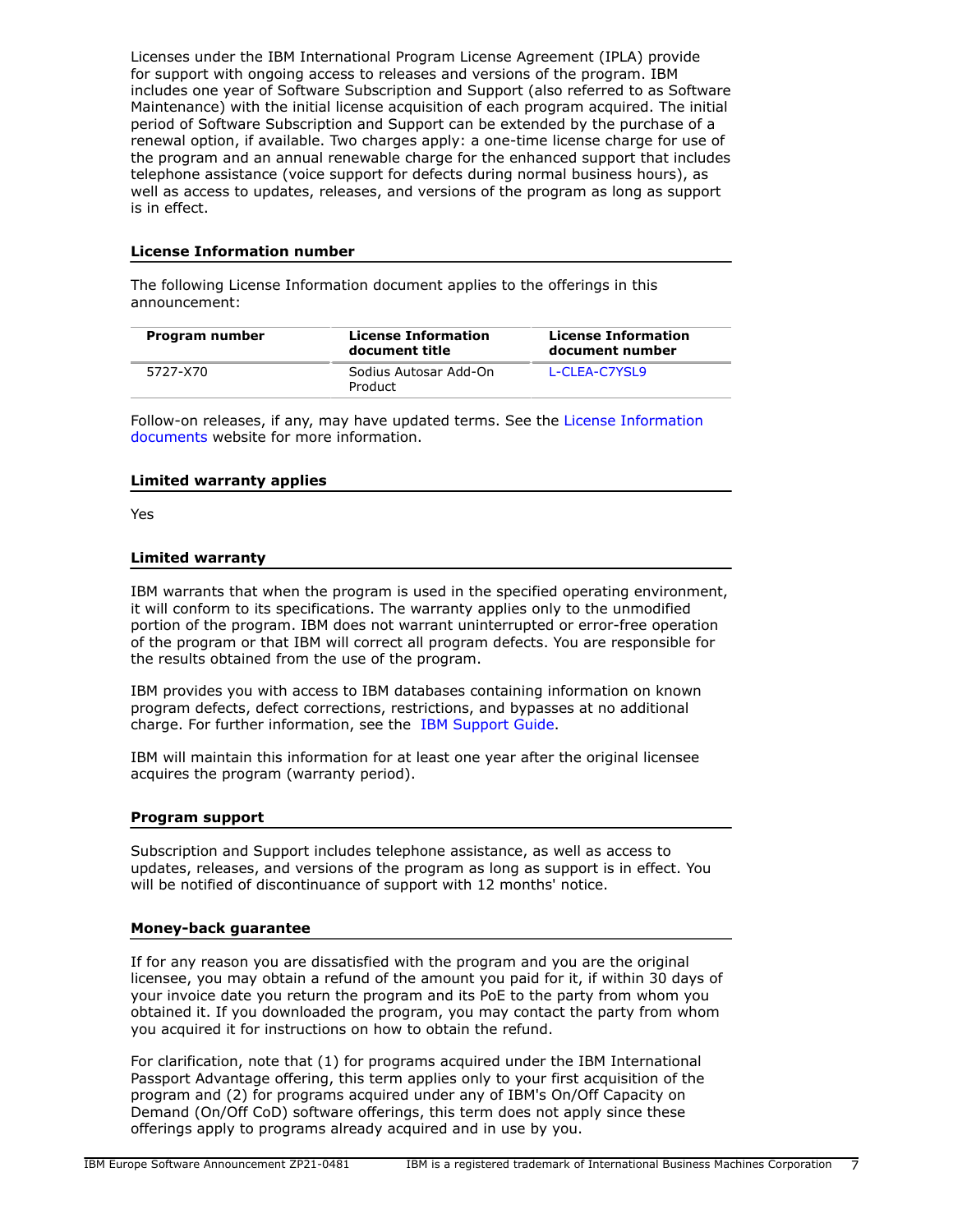Licenses under the IBM International Program License Agreement (IPLA) provide for support with ongoing access to releases and versions of the program. IBM includes one year of Software Subscription and Support (also referred to as Software Maintenance) with the initial license acquisition of each program acquired. The initial period of Software Subscription and Support can be extended by the purchase of a renewal option, if available. Two charges apply: a one-time license charge for use of the program and an annual renewable charge for the enhanced support that includes telephone assistance (voice support for defects during normal business hours), as well as access to updates, releases, and versions of the program as long as support is in effect.

### License Information number

The following License Information document applies to the offerings in this announcement:

| Program number | License Information document title | License Information document number |
|---|---|---|
| 5727-X70 | Sodius Autosar Add-On Product | L-CLEA-C7YSL9 |

Follow-on releases, if any, may have updated terms. See the License Information documents website for more information.

### Limited warranty applies

Yes

### Limited warranty

IBM warrants that when the program is used in the specified operating environment, it will conform to its specifications. The warranty applies only to the unmodified portion of the program. IBM does not warrant uninterrupted or error-free operation of the program or that IBM will correct all program defects. You are responsible for the results obtained from the use of the program.

IBM provides you with access to IBM databases containing information on known program defects, defect corrections, restrictions, and bypasses at no additional charge. For further information, see the IBM Support Guide.

IBM will maintain this information for at least one year after the original licensee acquires the program (warranty period).

### Program support

Subscription and Support includes telephone assistance, as well as access to updates, releases, and versions of the program as long as support is in effect. You will be notified of discontinuance of support with 12 months' notice.

### Money-back guarantee

If for any reason you are dissatisfied with the program and you are the original licensee, you may obtain a refund of the amount you paid for it, if within 30 days of your invoice date you return the program and its PoE to the party from whom you obtained it. If you downloaded the program, you may contact the party from whom you acquired it for instructions on how to obtain the refund.

For clarification, note that (1) for programs acquired under the IBM International Passport Advantage offering, this term applies only to your first acquisition of the program and (2) for programs acquired under any of IBM's On/Off Capacity on Demand (On/Off CoD) software offerings, this term does not apply since these offerings apply to programs already acquired and in use by you.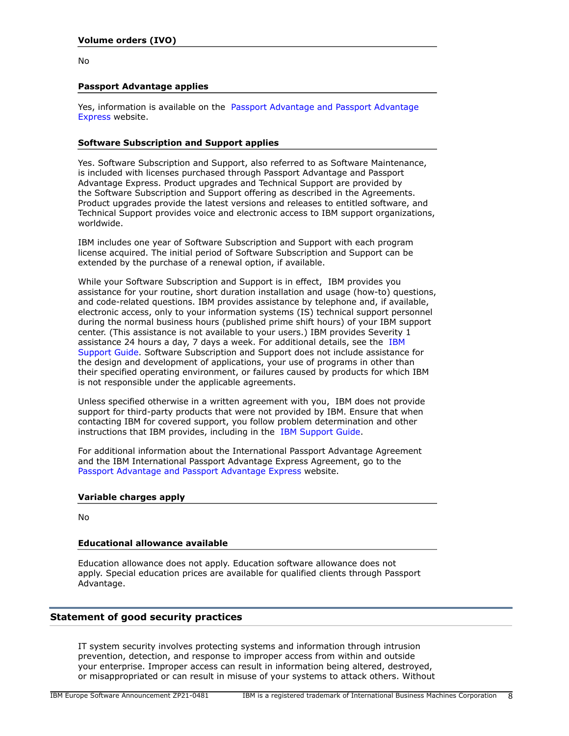### Volume orders (IVO)

No

### Passport Advantage applies

Yes, information is available on the Passport Advantage and Passport Advantage Express website.

### Software Subscription and Support applies

Yes. Software Subscription and Support, also referred to as Software Maintenance, is included with licenses purchased through Passport Advantage and Passport Advantage Express. Product upgrades and Technical Support are provided by the Software Subscription and Support offering as described in the Agreements. Product upgrades provide the latest versions and releases to entitled software, and Technical Support provides voice and electronic access to IBM support organizations, worldwide.

IBM includes one year of Software Subscription and Support with each program license acquired. The initial period of Software Subscription and Support can be extended by the purchase of a renewal option, if available.

While your Software Subscription and Support is in effect, IBM provides you assistance for your routine, short duration installation and usage (how-to) questions, and code-related questions. IBM provides assistance by telephone and, if available, electronic access, only to your information systems (IS) technical support personnel during the normal business hours (published prime shift hours) of your IBM support center. (This assistance is not available to your users.) IBM provides Severity 1 assistance 24 hours a day, 7 days a week. For additional details, see the IBM Support Guide. Software Subscription and Support does not include assistance for the design and development of applications, your use of programs in other than their specified operating environment, or failures caused by products for which IBM is not responsible under the applicable agreements.

Unless specified otherwise in a written agreement with you, IBM does not provide support for third-party products that were not provided by IBM. Ensure that when contacting IBM for covered support, you follow problem determination and other instructions that IBM provides, including in the IBM Support Guide.

For additional information about the International Passport Advantage Agreement and the IBM International Passport Advantage Express Agreement, go to the Passport Advantage and Passport Advantage Express website.

### Variable charges apply

No

### Educational allowance available

Education allowance does not apply. Education software allowance does not apply. Special education prices are available for qualified clients through Passport Advantage.

## Statement of good security practices

IT system security involves protecting systems and information through intrusion prevention, detection, and response to improper access from within and outside your enterprise. Improper access can result in information being altered, destroyed, or misappropriated or can result in misuse of your systems to attack others. Without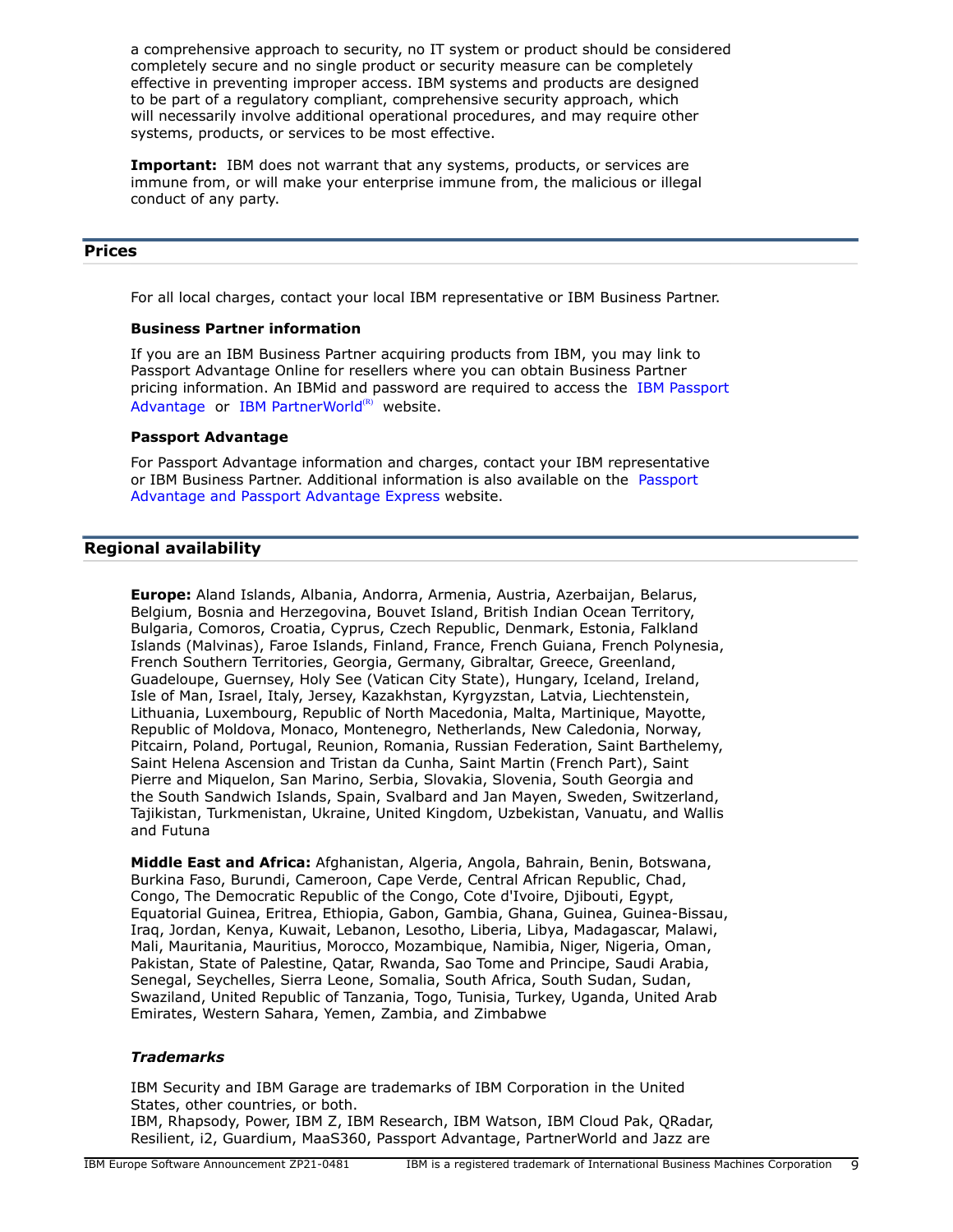a comprehensive approach to security, no IT system or product should be considered completely secure and no single product or security measure can be completely effective in preventing improper access. IBM systems and products are designed to be part of a regulatory compliant, comprehensive security approach, which will necessarily involve additional operational procedures, and may require other systems, products, or services to be most effective.

**Important:** IBM does not warrant that any systems, products, or services are immune from, or will make your enterprise immune from, the malicious or illegal conduct of any party.

## Prices

For all local charges, contact your local IBM representative or IBM Business Partner.

### Business Partner information

If you are an IBM Business Partner acquiring products from IBM, you may link to Passport Advantage Online for resellers where you can obtain Business Partner pricing information. An IBMid and password are required to access the IBM Passport Advantage or IBM PartnerWorld(R) website.

### Passport Advantage

For Passport Advantage information and charges, contact your IBM representative or IBM Business Partner. Additional information is also available on the Passport Advantage and Passport Advantage Express website.

## Regional availability

**Europe:** Aland Islands, Albania, Andorra, Armenia, Austria, Azerbaijan, Belarus, Belgium, Bosnia and Herzegovina, Bouvet Island, British Indian Ocean Territory, Bulgaria, Comoros, Croatia, Cyprus, Czech Republic, Denmark, Estonia, Falkland Islands (Malvinas), Faroe Islands, Finland, France, French Guiana, French Polynesia, French Southern Territories, Georgia, Germany, Gibraltar, Greece, Greenland, Guadeloupe, Guernsey, Holy See (Vatican City State), Hungary, Iceland, Ireland, Isle of Man, Israel, Italy, Jersey, Kazakhstan, Kyrgyzstan, Latvia, Liechtenstein, Lithuania, Luxembourg, Republic of North Macedonia, Malta, Martinique, Mayotte, Republic of Moldova, Monaco, Montenegro, Netherlands, New Caledonia, Norway, Pitcairn, Poland, Portugal, Reunion, Romania, Russian Federation, Saint Barthelemy, Saint Helena Ascension and Tristan da Cunha, Saint Martin (French Part), Saint Pierre and Miquelon, San Marino, Serbia, Slovakia, Slovenia, South Georgia and the South Sandwich Islands, Spain, Svalbard and Jan Mayen, Sweden, Switzerland, Tajikistan, Turkmenistan, Ukraine, United Kingdom, Uzbekistan, Vanuatu, and Wallis and Futuna

**Middle East and Africa:** Afghanistan, Algeria, Angola, Bahrain, Benin, Botswana, Burkina Faso, Burundi, Cameroon, Cape Verde, Central African Republic, Chad, Congo, The Democratic Republic of the Congo, Cote d'Ivoire, Djibouti, Egypt, Equatorial Guinea, Eritrea, Ethiopia, Gabon, Gambia, Ghana, Guinea, Guinea-Bissau, Iraq, Jordan, Kenya, Kuwait, Lebanon, Lesotho, Liberia, Libya, Madagascar, Malawi, Mali, Mauritania, Mauritius, Morocco, Mozambique, Namibia, Niger, Nigeria, Oman, Pakistan, State of Palestine, Qatar, Rwanda, Sao Tome and Principe, Saudi Arabia, Senegal, Seychelles, Sierra Leone, Somalia, South Africa, South Sudan, Sudan, Swaziland, United Republic of Tanzania, Togo, Tunisia, Turkey, Uganda, United Arab Emirates, Western Sahara, Yemen, Zambia, and Zimbabwe

### *Trademarks*

IBM Security and IBM Garage are trademarks of IBM Corporation in the United States, other countries, or both.
IBM, Rhapsody, Power, IBM Z, IBM Research, IBM Watson, IBM Cloud Pak, QRadar, Resilient, i2, Guardium, MaaS360, Passport Advantage, PartnerWorld and Jazz are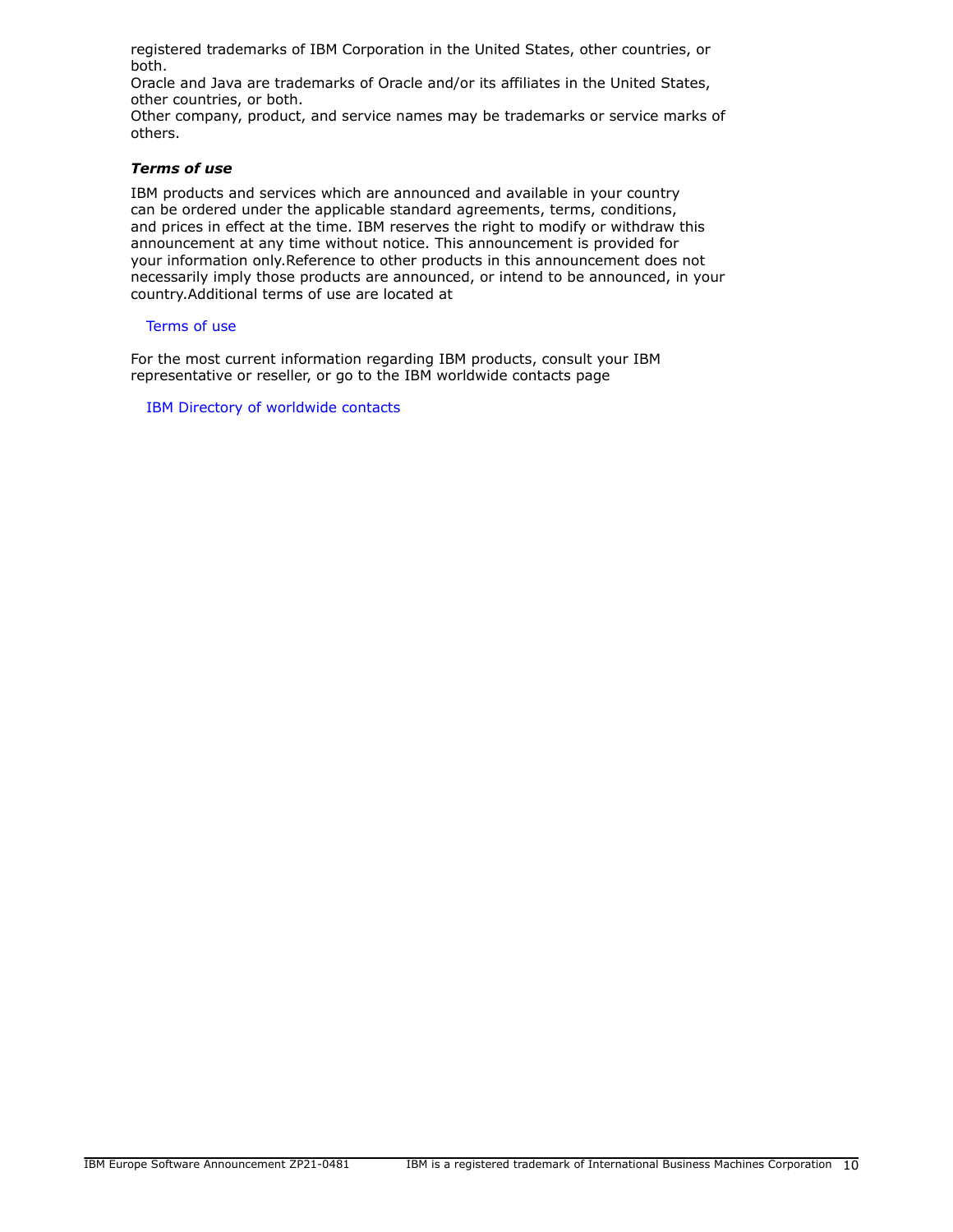registered trademarks of IBM Corporation in the United States, other countries, or both.

Oracle and Java are trademarks of Oracle and/or its affiliates in the United States, other countries, or both.

Other company, product, and service names may be trademarks or service marks of others.

### *Terms of use*

IBM products and services which are announced and available in your country can be ordered under the applicable standard agreements, terms, conditions, and prices in effect at the time. IBM reserves the right to modify or withdraw this announcement at any time without notice. This announcement is provided for your information only.Reference to other products in this announcement does not necessarily imply those products are announced, or intend to be announced, in your country.Additional terms of use are located at

Terms of use

For the most current information regarding IBM products, consult your IBM representative or reseller, or go to the IBM worldwide contacts page

IBM Directory of worldwide contacts